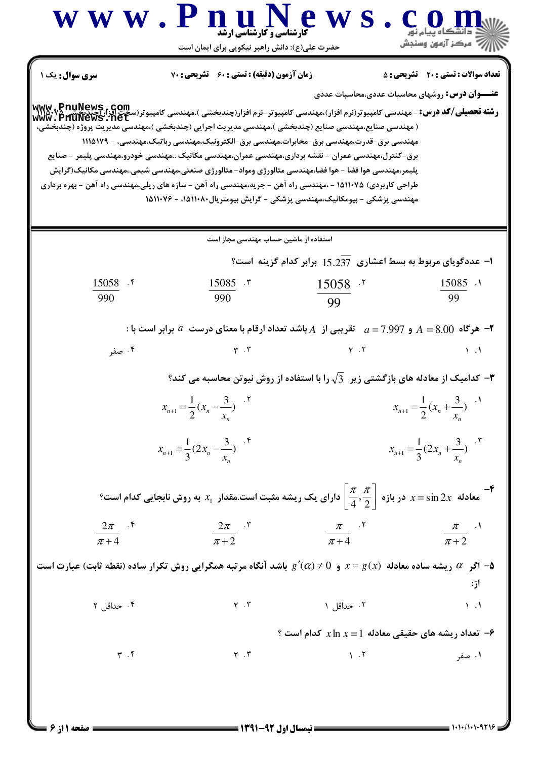کارشناسی و کارشناسی ارشد

حضرت علی(ع): دانش راهبر نیکویی برای ایمان است

**تعداد سوالات : تستی : ۲۰ تشریحی : ۵** | **زمان آزمون (دقیقه) : تستی : ۶۰ تشریحی : ۷۰** | **سری سوال : یک ۱**

**عنــوان درس:** روشهای محاسبات عددی،محاسبات عددی

**رشته تحصیلی/کد درس:** - مهندسی کامپیوتر(نرم افزار)،مهندسی کامپیوتر-نرم افزار(چندبخشی )،مهندسی کامپیوتر(سخت افزار)چندبخشی ۱۱۱۵۰۷۵ ( مهندسی صنایع،مهندسی صنایع (چندبخشی )،مهندسی مدیریت اجرایی (چندبخشی )،مهندسی مدیریت پروژه (چندبخشی، مهندسی برق-قدرت،مهندسی برق-مخابرات،مهندسی برق-الکترونیک،مهندسی رباتیک،مهندسی، - ۱۱۱۵۱۷۹ برق-کنترل،مهندسی عمران - نقشه برداری،مهندسی عمران،مهندسی مکانیک ،.مهندسی خودرو،مهندسی پلیمر - صنایع پلیمر،مهندسی هوا فضا - هوا فضا،مهندسی متالورژی ومواد- متالورژی صنعتی،مهندسی شیمی،.مهندسی مکانیک(گرایش طراحی کاربردی) ۱۵۱۱۰۷۵ - ،مهندسی راه آهن - جریه،مهندسی راه آهن - سازه های ریلی،مهندسی راه آهن - بهره برداری مهندسی پزشکی - بیومکانیک،مهندسی پزشکی - گرایش بیومتریال۱۵۱۱۰۸۰، - ۱۵۱۱۰۷۶

استفاده از ماشین حساب مهندسی مجاز است

۱- عددگویای مربوط به بسط اعشاری $15.2\overline{37}$ برابر کدام گزینه است؟

۱. $\frac{15085}{99}$ &emsp; ۲. $\frac{15058}{99}$ &emsp; ۳. $\frac{15085}{990}$ &emsp; ۴. $\frac{15058}{990}$

۲- هرگاه $A = 8.00$ و $a = 7.997$ تقریبی از $A$ باشد تعداد ارقام با معنای درست $a$ برابر است با :

۱. ۱ &emsp; ۲. ۲ &emsp; ۳. ۳ &emsp; ۴. صفر

۳- کدامیک از معادله های بازگشتی زیر $\sqrt{3}$ را با استفاده از روش نیوتن محاسبه می کند؟

۱. $x_{n+1} = \frac{1}{2}(x_n + \frac{3}{x_n})$ &emsp; ۲. $x_{n+1} = \frac{1}{2}(x_n - \frac{3}{x_n})$

۳. $x_{n+1} = \frac{1}{3}(2x_n + \frac{3}{x_n})$ &emsp; ۴. $x_{n+1} = \frac{1}{3}(2x_n - \frac{3}{x_n})$

۴- معادله $x = \sin 2x$ در بازه $\left[\frac{\pi}{4}, \frac{\pi}{2}\right]$ دارای یک ریشه مثبت است.مقدار $x_1$ به روش نابجایی کدام است؟

۱. $\frac{\pi}{\pi+2}$ &emsp; ۲. $\frac{\pi}{\pi+4}$ &emsp; ۳. $\frac{2\pi}{\pi+2}$ &emsp; ۴. $\frac{2\pi}{\pi+4}$

۵- اگر $\alpha$ ریشه ساده معادله $x = g(x)$ و $g'(\alpha) \neq 0$ باشد آنگاه مرتبه همگرایی روش تکرار ساده (نقطه ثابت) عبارت است از:

۱. ۱ &emsp; ۲. حداقل ۱ &emsp; ۳. ۲ &emsp; ۴. حداقل ۲

۶- تعداد ریشه های حقیقی معادله $x \ln x = 1$ کدام است ؟

۱. صفر &emsp; ۲. ۱ &emsp; ۳. ۲ &emsp; ۴. ۳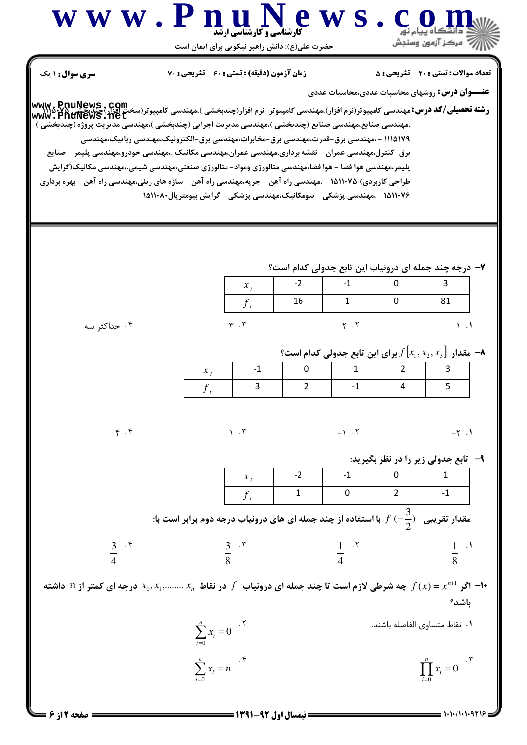**سری سوال:** ۱ یک | **زمان آزمون (دقیقه) : تستی : ۶۰ تشریحی : ۷۰** | **تعداد سوالات : تستی : ۲۰ تشریحی : ۵**

**عنـــوان درس:** روشهای محاسبات عددی،محاسبات عددی

**رشته تحصیلی/کد درس:** مهندسی کامپیوتر(نرم افزار)،مهندسی کامپیوتر-نرم افزار(چندبخشی )،مهندسی کامپیوتر(سخت افزار)(چندبخشی ۱۱۱۵۰۷۵ - ،مهندسی صنایع،مهندسی صنایع (چندبخشی )،مهندسی مدیریت اجرایی (چندبخشی )،مهندسی مدیریت پروژه (چندبخشی ) ۱۱۱۵۱۷۹ - ،مهندسی برق-قدرت،مهندسی برق-مخابرات،مهندسی برق-الکترونیک،مهندسی رباتیک،مهندسی برق-کنترل،مهندسی عمران - نقشه برداری،مهندسی عمران،مهندسی مکانیک ،.مهندسی خودرو،مهندسی پلیمر - صنایع پلیمر،مهندسی هوا فضا - هوا فضا،مهندسی متالورژی ومواد- متالورژی صنعتی،مهندسی شیمی،.مهندسی مکانیک(گرایش طراحی کاربردی) ۱۵۱۱۰۷۵ - ،مهندسی راه آهن - جریه،مهندسی راه آهن - سازه های ریلی،مهندسی راه آهن - بهره برداری ۱۵۱۱۰۷۶ - ،مهندسی پزشکی - بیومکانیک،مهندسی پزشکی - گرایش بیومتریال۱۵۱۱۰۸۰

---

۷- درجه چند جمله ای درونیاب این تابع جدولی کدام است؟

| $x_i$ | -2 | -1 | 0 | 3 |
|---|---|---|---|---|
| $f_i$ | 16 | 1 | 0 | 81 |

۱. ۱ &nbsp;&nbsp;&nbsp; ۲. ۲ &nbsp;&nbsp;&nbsp; ۳. ۳ &nbsp;&nbsp;&nbsp; ۴. حداکثر سه

۸- مقدار $f[x_1, x_2, x_3]$ برای این تابع جدولی کدام است؟

| $x_i$ | -1 | 0 | 1 | 2 | 3 |
|---|---|---|---|---|---|
| $f_i$ | 3 | 2 | -1 | 4 | 5 |

۱. ۲- &nbsp;&nbsp;&nbsp; ۲. ۱- &nbsp;&nbsp;&nbsp; ۳. ۱ &nbsp;&nbsp;&nbsp; ۴. ۴

۹- تابع جدولی زیر را در نظر بگیرید:

| $x_i$ | -2 | -1 | 0 | 1 |
|---|---|---|---|---|
| $f_i$ | 1 | 0 | 2 | -1 |

مقدار تقریبی $f\left(-\frac{3}{2}\right)$ با استفاده از چند جمله ای های درونیاب درجه دوم برابر است با:

۱. $\frac{1}{8}$ &nbsp;&nbsp;&nbsp; ۲. $\frac{1}{4}$ &nbsp;&nbsp;&nbsp; ۳. $\frac{3}{8}$ &nbsp;&nbsp;&nbsp; ۴. $\frac{3}{4}$

۱۰- اگر $f(x) = x^{n+1}$ چه شرطی لازم است تا چند جمله ای درونیاب $f$ در نقاط $x_0, x_1, \ldots\ldots, x_n$ درجه ای کمتر از n داشته باشد؟

۱. نقاط متساوی الفاصله باشند.

۲. $\sum_{i=0}^{n} x_i = 0$

۳. $\prod_{i=0}^{n} x_i = 0$

۴. $\sum_{i=0}^{n} x_i = n$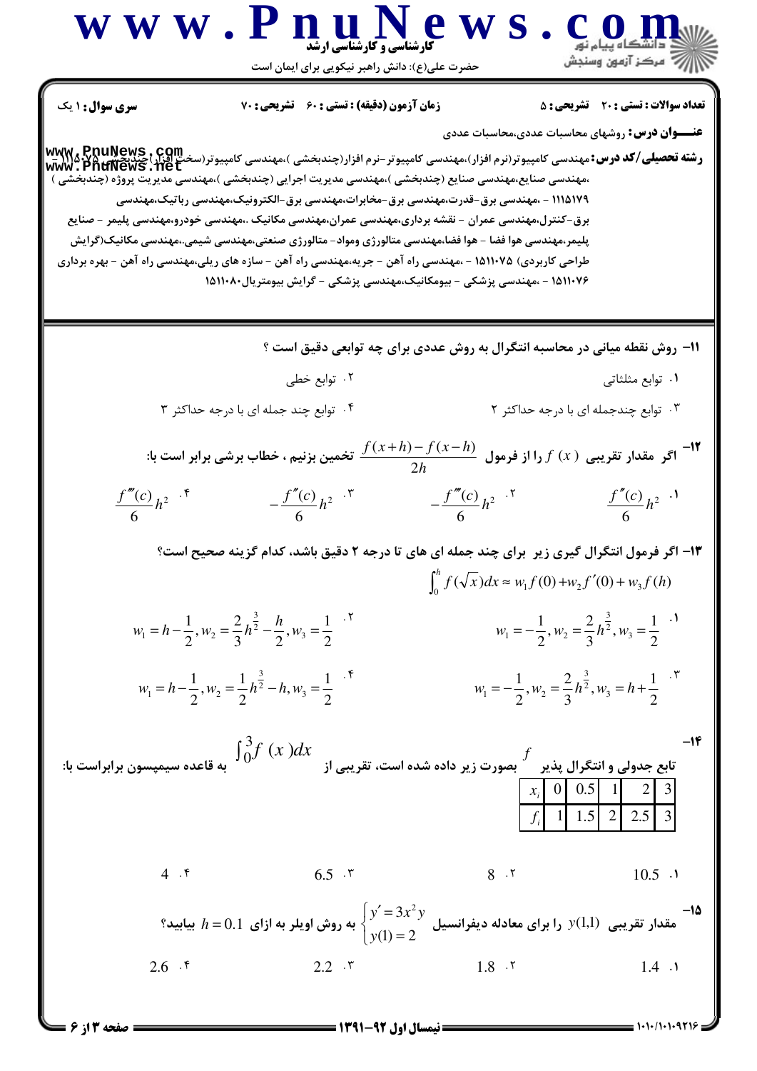**سری سوال:** ۱ یک

**زمان آزمون (دقیقه) : تستی : ۶۰ تشریحی : ۷۰**

**تعداد سوالات : تستی : ۲۰ تشریحی : ۵**

**عنـــوان درس:** روشهای محاسبات عددی،محاسبات عددی

**رشته تحصیلی/کد درس:** مهندسی کامپیوتر(نرم افزار)،مهندسی کامپیوتر-نرم افزار(چندبخشی )،مهندسی کامپیوتر(سخت افزار)(چندبخشی ) ،مهندسی صنایع،مهندسی صنایع (چندبخشی )،مهندسی مدیریت اجرایی (چندبخشی )،مهندسی مدیریت پروژه (چندبخشی ) ۱۱۱۵۱۷۹ - ،مهندسی برق-قدرت،مهندسی برق-مخابرات،مهندسی برق-الکترونیک،مهندسی رباتیک،مهندسی برق-کنترل،مهندسی عمران - نقشه برداری،مهندسی عمران،مهندسی مکانیک ،.مهندسی خودرو،مهندسی پلیمر - صنایع پلیمر،مهندسی هوا فضا - هوا فضا،مهندسی متالورژی ومواد- متالورژی صنعتی،مهندسی شیمی،.مهندسی مکانیک(گرایش طراحی کاربردی) ۱۵۱۱۰۷۵ - ،مهندسی راه آهن - جریه،مهندسی راه آهن - سازه های ریلی،مهندسی راه آهن - بهره برداری ۱۵۱۱۰۷۶ - ،مهندسی پزشکی - بیومکانیک،مهندسی پزشکی - گرایش بیومتریال۱۵۱۱۰۸۰

---

۱۱- روش نقطه میانی در محاسبه انتگرال به روش عددی برای چه توابعی دقیق است ؟

۱. توابع مثلثاتی

۲. توابع خطی

۳. توابع چندجمله ای با درجه حداکثر ۲

۴. توابع چند جمله ای با درجه حداکثر ۳

۱۲- اگر مقدار تقریبی $f'(x)$ را از فرمول $\dfrac{f(x+h)-f(x-h)}{2h}$ تخمین بزنیم ، خطاب برشی برابر است با:

۱. $\dfrac{f''(c)}{6}h^2$

۲. $-\dfrac{f'''(c)}{6}h^2$

۳. $-\dfrac{f''(c)}{6}h^2$

۴. $\dfrac{f'''(c)}{6}h^2$

۱۳- اگر فرمول انتگرال گیری زیر برای چند جمله ای های تا درجه ۲ دقیق باشد، کدام گزینه صحیح است؟

$$\int_0^h f(\sqrt{x})dx \approx w_1 f(0) + w_2 f'(0) + w_3 f(h)$$

۱. $w_1 = -\dfrac{1}{2}, w_2 = \dfrac{2}{3}h^{\frac{3}{2}}, w_3 = \dfrac{1}{2}$

۲. $w_1 = h-\dfrac{1}{2}, w_2 = \dfrac{2}{3}h^{\frac{3}{2}} - \dfrac{h}{2}, w_3 = \dfrac{1}{2}$

۳. $w_1 = -\dfrac{1}{2}, w_2 = \dfrac{2}{3}h^{\frac{3}{2}}, w_3 = h+\dfrac{1}{2}$

۴. $w_1 = h-\dfrac{1}{2}, w_2 = \dfrac{1}{2}h^{\frac{3}{2}} - h, w_3 = \dfrac{1}{2}$

۱۴- تابع جدولی و انتگرال پذیر $f$ بصورت زیر داده شده است، تقریبی از $\int_0^3 f(x)dx$ به قاعده سیمپسون برابراست با:

| $x_i$ | 0 | 0.5 | 1 | 2 | 3 |
|---|---|---|---|---|---|
| $f_i$ | 1 | 1.5 | 2 | 2.5 | 3 |

۱. 10.5

۲. 8

۳. 6.5

۴. 4

۱۵- مقدار تقریبی $y(1,1)$ را برای معادله دیفرانسیل $\begin{cases} y' = 3x^2 y \\ y(1) = 2 \end{cases}$ به روش اویلر به ازای $h = 0.1$ بیابید؟

۱. 1.4

۲. 1.8

۳. 2.2

۴. 2.6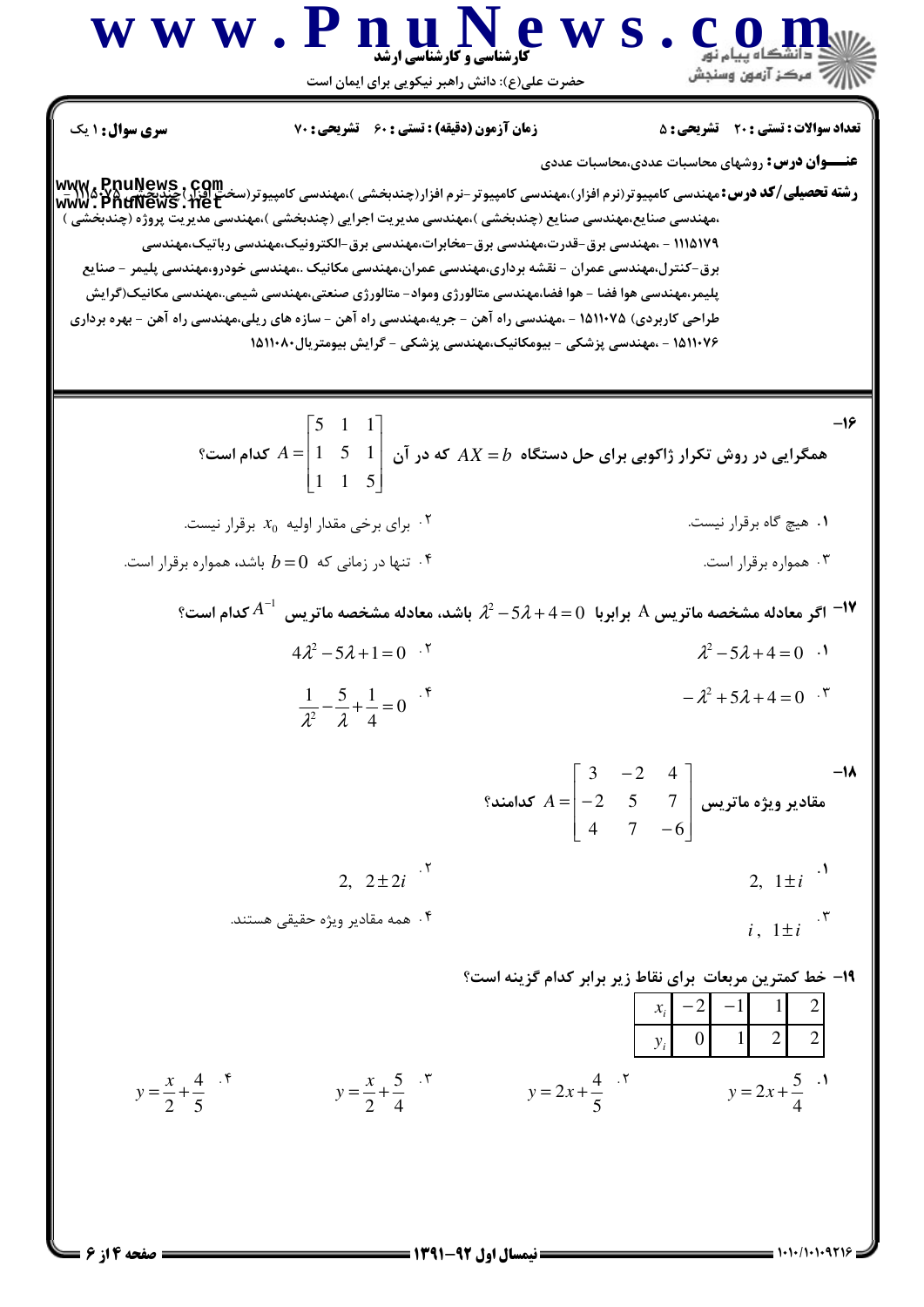**سری سوال:** ۱ یک

**زمان آزمون (دقیقه) : تستی : ۶۰ تشریحی : ۷۰**

**تعداد سوالات : تستی : ۲۰ تشریحی : ۵**

**عنـــوان درس:** روشهای محاسبات عددی،محاسبات عددی

**رشته تحصیلی/کد درس:** مهندسی کامپیوتر(نرم افزار)،مهندسی کامپیوتر-نرم افزار(چندبخشی )،مهندسی کامپیوتر(سخت افزار)(چندبخشی )۱۱۱۵۰۷۵ - ،مهندسی صنایع،مهندسی صنایع (چندبخشی )،مهندسی مدیریت اجرایی (چندبخشی )،مهندسی مدیریت پروژه (چندبخشی ) ۱۱۱۵۱۷۹ - ،مهندسی برق-قدرت،مهندسی برق-مخابرات،مهندسی برق-الکترونیک،مهندسی رباتیک،مهندسی برق-کنترل،مهندسی عمران - نقشه برداری،مهندسی عمران،مهندسی مکانیک .،مهندسی خودرو،مهندسی پلیمر - صنایع پلیمر،مهندسی هوا فضا - هوا فضا،مهندسی متالورژی ومواد- متالورژی صنعتی،مهندسی شیمی،.مهندسی مکانیک(گرایش طراحی کاربردی) ۱۵۱۱۰۷۵ - ،مهندسی راه آهن - جریه،مهندسی راه آهن - سازه های ریلی،مهندسی راه آهن - بهره برداری ۱۵۱۱۰۷۶ - ،مهندسی پزشکی - بیومکانیک،مهندسی پزشکی - گرایش بیومتریال۱۵۱۱۰۸۰

---

**۱۶-** همگرایی در روش تکرار ژاکوبی برای حل دستگاه $AX=b$ که در آن $A=\begin{bmatrix}5 & 1 & 1\\ 1 & 5 & 1\\ 1 & 1 & 5\end{bmatrix}$ کدام است؟

۱. هیچ گاه برقرار نیست.

۲. برای برخی مقدار اولیه $x_0$ برقرار نیست.

۳. همواره برقرار است.

۴. تنها در زمانی که $b=0$ باشد، همواره برقرار است.

**۱۷-** اگر معادله مشخصه ماتریس A برابربا $\lambda^2-5\lambda+4=0$ باشد، معادله مشخصه ماتریس $A^{-1}$ کدام است؟

۱. $\lambda^2-5\lambda+4=0$

۲. $4\lambda^2-5\lambda+1=0$

۳. $-\lambda^2+5\lambda+4=0$

۴. $\frac{1}{\lambda^2}-\frac{5}{\lambda}+\frac{1}{4}=0$

**۱۸-** مقادیر ویژه ماتریس $A=\begin{bmatrix}3 & -2 & 4\\ -2 & 5 & 7\\ 4 & 7 & -6\end{bmatrix}$ کدامند؟

۱. $2,\ 1\pm i$

۲. $2,\ 2\pm 2i$

۳. $i,\ 1\pm i$

۴. همه مقادیر ویژه حقیقی هستند.

**۱۹-** خط کمترین مربعات برای نقاط زیر برابر کدام گزینه است؟

| $x_i$ | $-2$ | $-1$ | $1$ | $2$ |
|---|---|---|---|---|
| $y_i$ | $0$ | $1$ | $2$ | $2$ |

۱. $y=2x+\frac{5}{4}$

۲. $y=2x+\frac{4}{5}$

۳. $y=\frac{x}{2}+\frac{5}{4}$

۴. $y=\frac{x}{2}+\frac{4}{5}$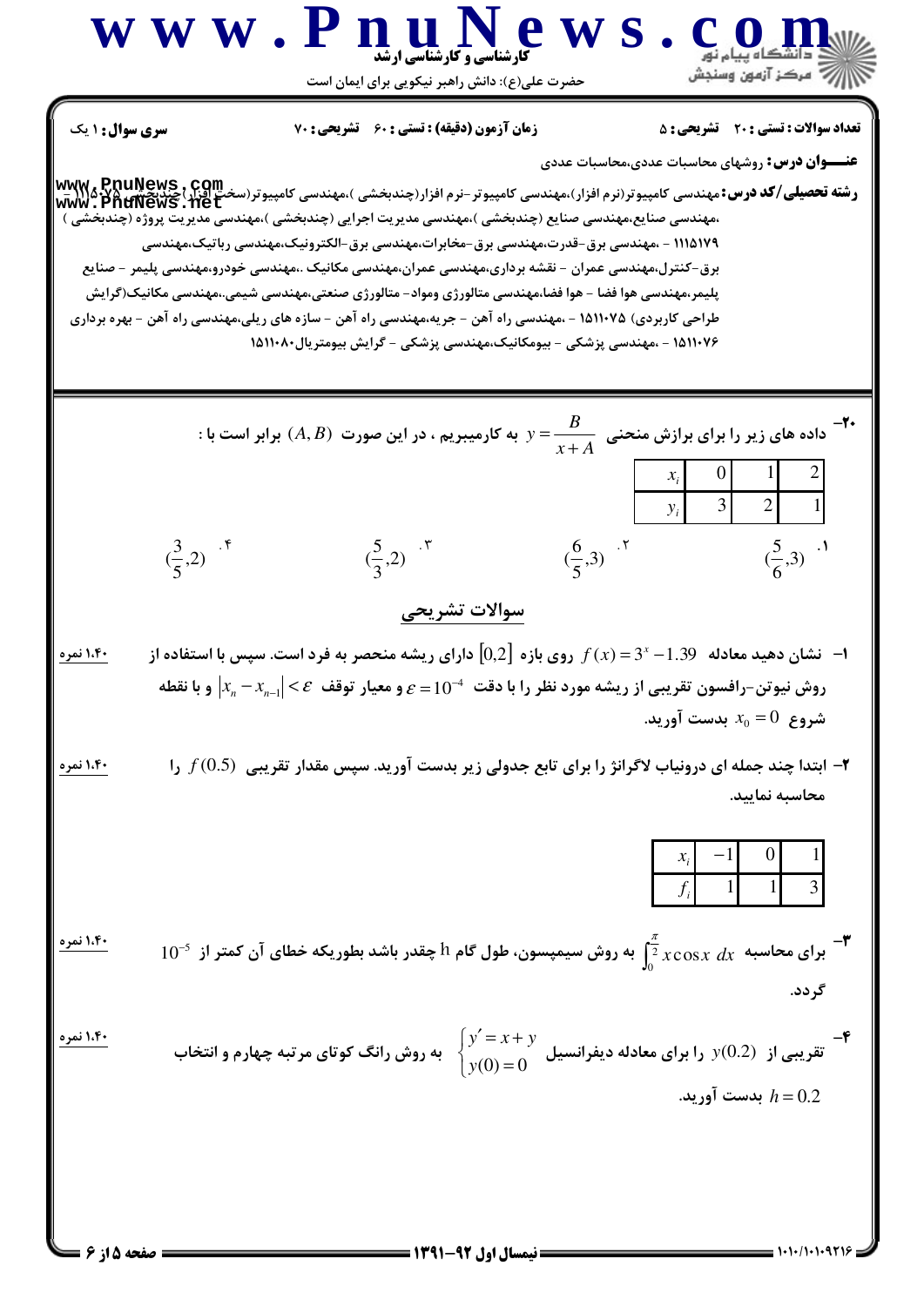**سری سؤال:** ۱ یک

**زمان آزمون (دقیقه) : تستی : ۶۰ تشریحی : ۷۰**

**تعداد سوالات : تستی : ۲۰ تشریحی : ۵**

**عنـــوان درس:** روشهای محاسبات عددی،محاسبات عددی

**رشته تحصیلی/کد درس:** مهندسی کامپیوتر(نرم افزار)،مهندسی کامپیوتر-نرم افزار(چندبخشی )،مهندسی کامپیوتر(سخت افزار)(چندبخشی )۱۱۱۵۰۷۸ - ،مهندسی صنایع،مهندسی صنایع (چندبخشی )،مهندسی مدیریت اجرایی (چندبخشی )،مهندسی مدیریت پروژه (چندبخشی ) ۱۱۱۵۱۷۹ - ،مهندسی برق-قدرت،مهندسی برق-مخابرات،مهندسی برق-الکترونیک،مهندسی رباتیک،مهندسی برق-کنترل،مهندسی عمران - نقشه برداری،مهندسی عمران،مهندسی مکانیک ،.مهندسی خودرو،مهندسی پلیمر - صنایع پلیمر،مهندسی هوا فضا - هوا فضا،مهندسی متالورژی ومواد- متالورژی صنعتی،مهندسی شیمی،.مهندسی مکانیک(گرایش طراحی کاربردی) ۱۵۱۱۰۷۵ - ،مهندسی راه آهن - جریه،مهندسی راه آهن - سازه های ریلی،مهندسی راه آهن - بهره برداری ۱۵۱۱۰۷۶ - ،مهندسی پزشکی - بیومکانیک،مهندسی پزشکی - گرایش بیومتریال۱۵۱۱۰۸۰

---

۲۰- داده های زیر را برای برازش منحنی $y=\dfrac{B}{x+A}$ به کارمیبریم ، در این صورت $(A,B)$ برابر است با :

| $x_i$ | 0 | 1 | 2 |
|---|---|---|---|
| $y_i$ | 3 | 2 | 1 |

۱. $(\frac{5}{6},3)$ ۲. $(\frac{6}{5},3)$ ۳. $(\frac{5}{3},2)$ ۴. $(\frac{3}{5},2)$

## سوالات تشریحی

۱- نشان دهید معادله $f(x)=3^x-1.39$ روی بازه $[0,2]$ دارای ریشه منحصر به فرد است. سپس با استفاده از روش نیوتن-رافسون تقریبی از ریشه مورد نظر را با دقت $\varepsilon=10^{-4}$ و معیار توقف $|x_n-x_{n-1}|<\varepsilon$ و با نقطه شروع $x_0=0$ بدست آورید. (۱،۴۰ نمره)

۲- ابتدا چند جمله ای درونیاب لاگرانژ را برای تابع جدولی زیر بدست آورید. سپس مقدار تقریبی $f(0.5)$ را محاسبه نمایید. (۱،۴۰ نمره)

| $x_i$ | $-1$ | 0 | 1 |
|---|---|---|---|
| $f_i$ | 1 | 1 | 3 |

۳- برای محاسبه $\int_0^{\frac{\pi}{2}} x\cos x\, dx$ به روش سیمپسون، طول گام h چقدر باشد بطوریکه خطای آن کمتر از $10^{-5}$ گردد. (۱،۴۰ نمره)

۴- تقریبی از $y(0.2)$ را برای معادله دیفرانسیل $\begin{cases} y'=x+y \\ y(0)=0 \end{cases}$ به روش رانگ کوتای مرتبه چهارم و انتخاب $h=0.2$ بدست آورید. (۱،۴۰ نمره)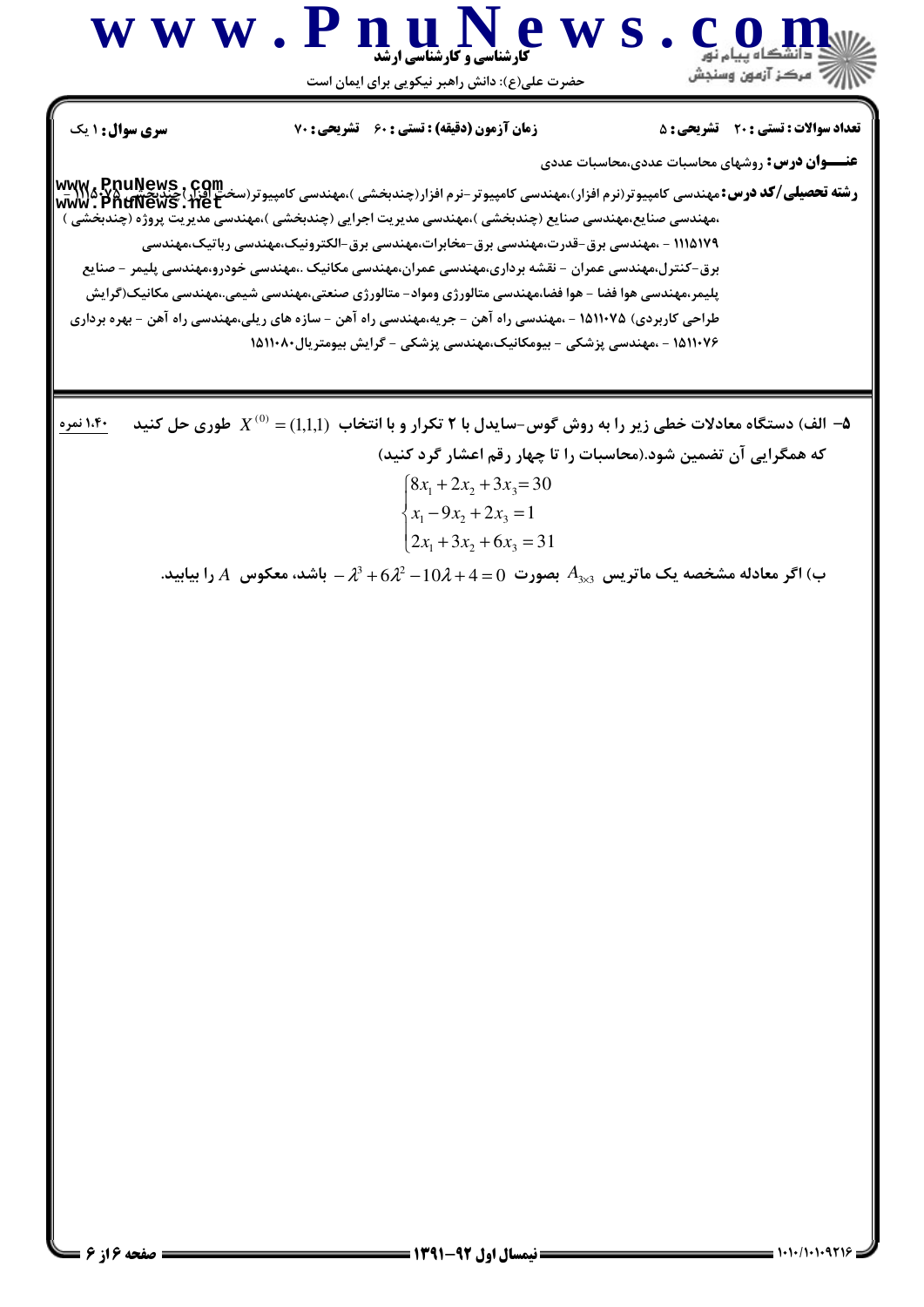**سری سوال:** ۱ یک

**زمان آزمون (دقیقه) : تستی : ۶۰ تشریحی : ۷۰**

**تعداد سوالات : تستی : ۲۰ تشریحی : ۵**

**عنـــوان درس:** روشهای محاسبات عددی،محاسبات عددی

**رشته تحصیلی/کد درس:** مهندسی کامپیوتر(نرم افزار)،مهندسی کامپیوتر-نرم افزار(چندبخشی )،مهندسی کامپیوتر(سخت افزار)(چندبخشی ) ۱۱۱۵۰۷۸ - ،مهندسی صنایع،مهندسی صنایع (چندبخشی )،مهندسی مدیریت اجرایی (چندبخشی )،مهندسی مدیریت پروژه (چندبخشی ) ۱۱۱۵۱۷۹ - ،مهندسی برق-قدرت،مهندسی برق-مخابرات،مهندسی برق-الکترونیک،مهندسی رباتیک،مهندسی برق-کنترل،مهندسی عمران - نقشه برداری،مهندسی عمران،مهندسی مکانیک ،،مهندسی خودرو،مهندسی پلیمر - صنایع پلیمر،مهندسی هوا فضا - هوا فضا،مهندسی متالورژی ومواد- متالورژی صنعتی،مهندسی شیمی،،مهندسی مکانیک(گرایش طراحی کاربردی) ۱۵۱۱۰۷۵ - ،مهندسی راه آهن - جریه،مهندسی راه آهن - سازه های ریلی،مهندسی راه آهن - بهره برداری ۱۵۱۱۰۷۶ - ،مهندسی پزشکی - بیومکانیک،مهندسی پزشکی - گرایش بیومتریال۱۵۱۱۰۸۰

---

۵- الف) دستگاه معادلات خطی زیر را به روش گوس-سایدل با ۲ تکرار و با انتخاب $X^{(0)} = (1,1,1)$ طوری حل کنید که همگرایی آن تضمین شود.(محاسبات را تا چهار رقم اعشار گرد کنید) ۱،۴۰ نمره

$$\begin{cases} 8x_1 + 2x_2 + 3x_3 = 30 \\ x_1 - 9x_2 + 2x_3 = 1 \\ 2x_1 + 3x_2 + 6x_3 = 31 \end{cases}$$

ب) اگر معادله مشخصه یک ماتریس $A_{3\times3}$ بصورت $-\lambda^3 + 6\lambda^2 - 10\lambda + 4 = 0$ باشد، معکوس $A$ را بیابید.